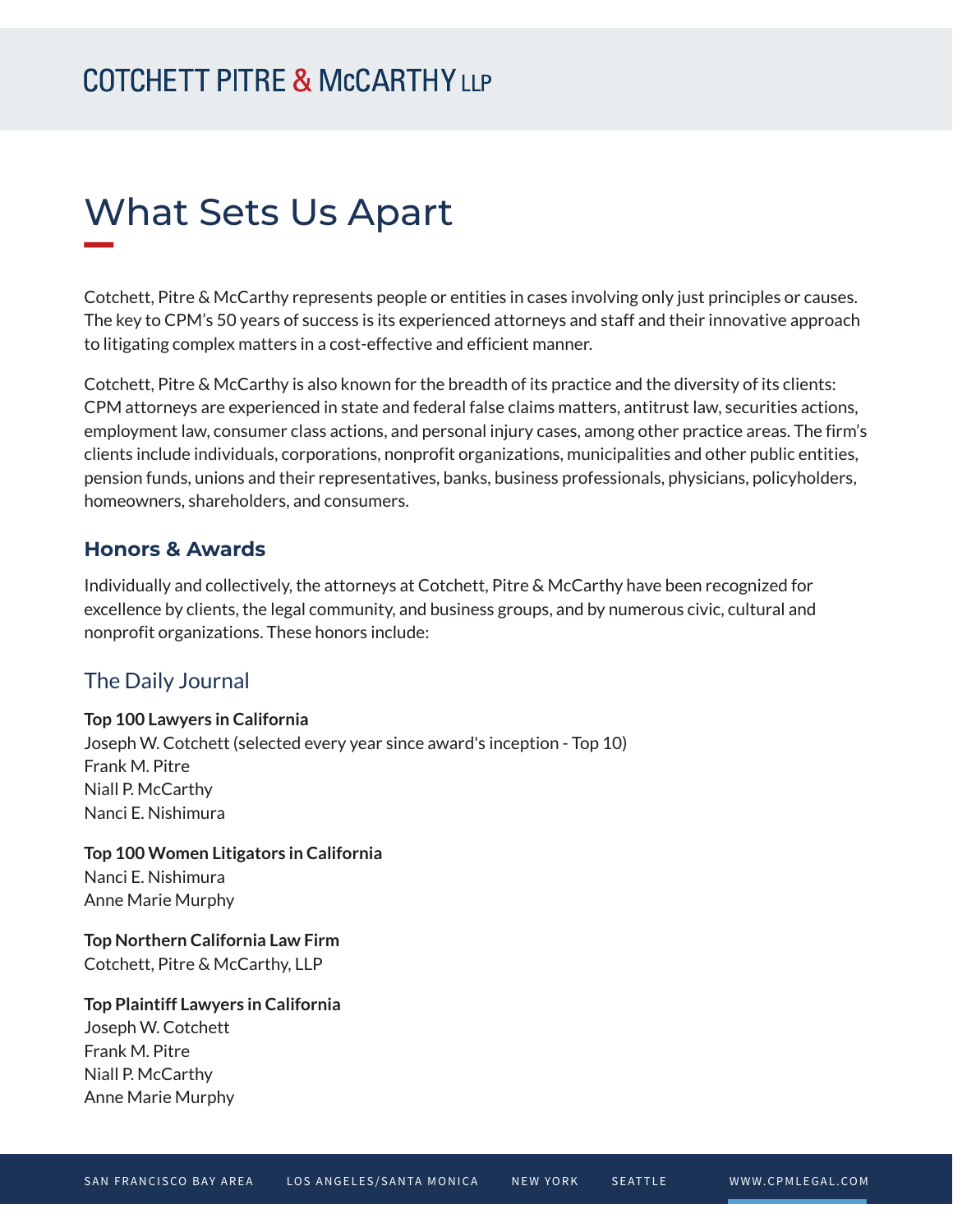# What Sets Us Apart

Cotchett, Pitre & McCarthy represents people or entities in cases involving only just principles or causes. The key to CPM's 50 years of success is its experienced attorneys and staff and their innovative approach to litigating complex matters in a cost-effective and efficient manner.

Cotchett, Pitre & McCarthy is also known for the breadth of its practice and the diversity of its clients: CPM attorneys are experienced in state and federal false claims matters, antitrust law, securities actions, employment law, consumer class actions, and personal injury cases, among other practice areas. The firm's clients include individuals, corporations, nonprofit organizations, municipalities and other public entities, pension funds, unions and their representatives, banks, business professionals, physicians, policyholders, homeowners, shareholders, and consumers.

## Honors & Awards

Individually and collectively, the attorneys at Cotchett, Pitre & McCarthy have been recognized for excellence by clients, the legal community, and business groups, and by numerous civic, cultural and nonprofit organizations. These honors include:

### The Daily Journal

**Top 100 Lawyers in California**
Joseph W. Cotchett (selected every year since award's inception - Top 10)
Frank M. Pitre
Niall P. McCarthy
Nanci E. Nishimura

**Top 100 Women Litigators in California**
Nanci E. Nishimura
Anne Marie Murphy

**Top Northern California Law Firm**
Cotchett, Pitre & McCarthy, LLP

**Top Plaintiff Lawyers in California**
Joseph W. Cotchett
Frank M. Pitre
Niall P. McCarthy
Anne Marie Murphy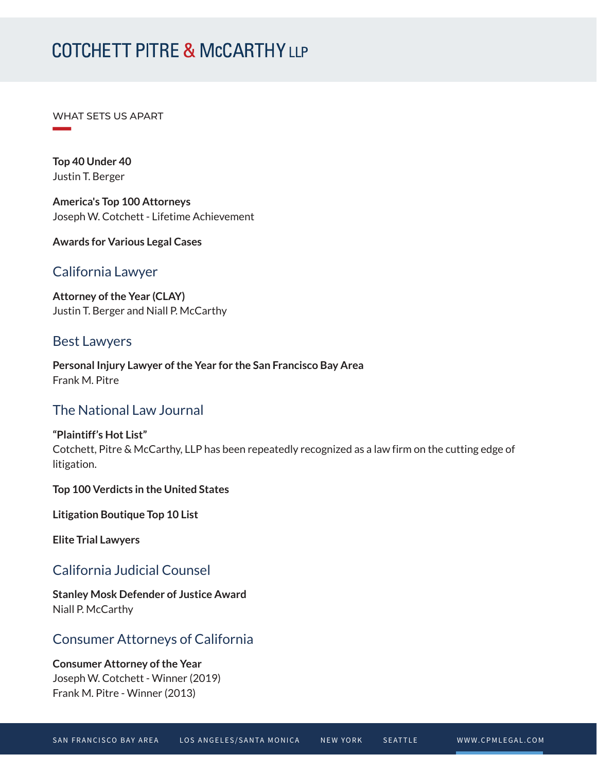## WHAT SETS US APART

**Top 40 Under 40**
Justin T. Berger

**America's Top 100 Attorneys**
Joseph W. Cotchett - Lifetime Achievement

**Awards for Various Legal Cases**

### California Lawyer

**Attorney of the Year (CLAY)**
Justin T. Berger and Niall P. McCarthy

### Best Lawyers

**Personal Injury Lawyer of the Year for the San Francisco Bay Area**
Frank M. Pitre

### The National Law Journal

**"Plaintiff's Hot List"**
Cotchett, Pitre & McCarthy, LLP has been repeatedly recognized as a law firm on the cutting edge of litigation.

**Top 100 Verdicts in the United States**

**Litigation Boutique Top 10 List**

**Elite Trial Lawyers**

### California Judicial Counsel

**Stanley Mosk Defender of Justice Award**
Niall P. McCarthy

### Consumer Attorneys of California

**Consumer Attorney of the Year**
Joseph W. Cotchett - Winner (2019)
Frank M. Pitre - Winner (2013)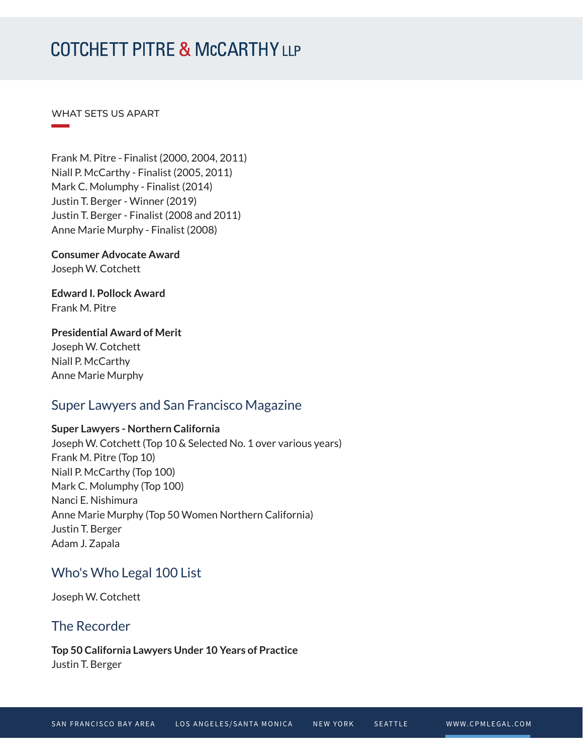WHAT SETS US APART

Frank M. Pitre - Finalist (2000, 2004, 2011)
Niall P. McCarthy - Finalist (2005, 2011)
Mark C. Molumphy - Finalist (2014)
Justin T. Berger - Winner (2019)
Justin T. Berger - Finalist (2008 and 2011)
Anne Marie Murphy - Finalist (2008)

**Consumer Advocate Award**
Joseph W. Cotchett

**Edward I. Pollock Award**
Frank M. Pitre

**Presidential Award of Merit**
Joseph W. Cotchett
Niall P. McCarthy
Anne Marie Murphy

## Super Lawyers and San Francisco Magazine

**Super Lawyers - Northern California**
Joseph W. Cotchett (Top 10 & Selected No. 1 over various years)
Frank M. Pitre (Top 10)
Niall P. McCarthy (Top 100)
Mark C. Molumphy (Top 100)
Nanci E. Nishimura
Anne Marie Murphy (Top 50 Women Northern California)
Justin T. Berger
Adam J. Zapala

## Who's Who Legal 100 List

Joseph W. Cotchett

## The Recorder

**Top 50 California Lawyers Under 10 Years of Practice**
Justin T. Berger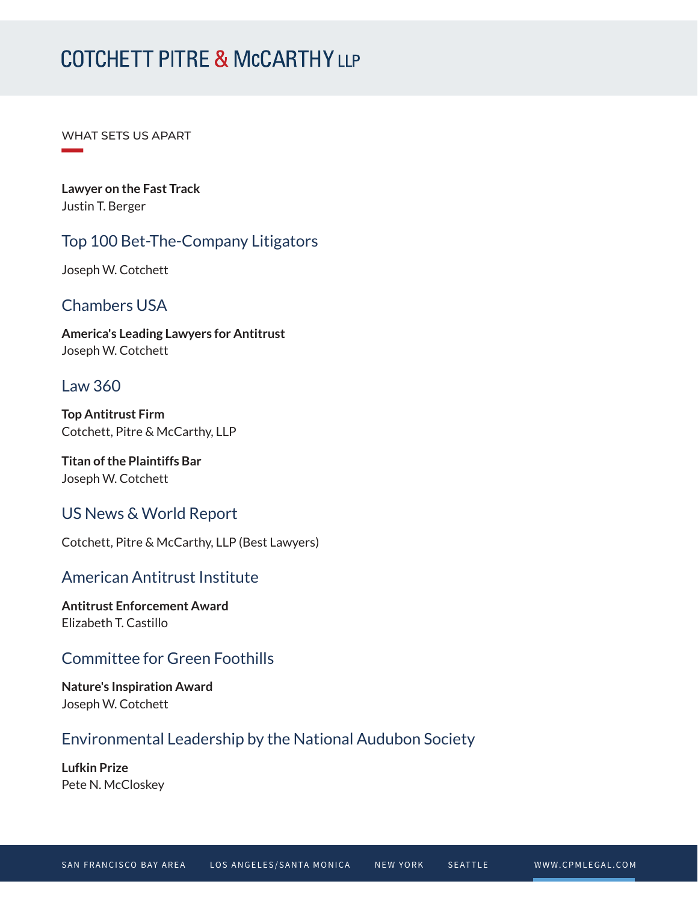WHAT SETS US APART

**Lawyer on the Fast Track**
Justin T. Berger

## Top 100 Bet-The-Company Litigators

Joseph W. Cotchett

## Chambers USA

**America's Leading Lawyers for Antitrust**
Joseph W. Cotchett

## Law 360

**Top Antitrust Firm**
Cotchett, Pitre & McCarthy, LLP

**Titan of the Plaintiffs Bar**
Joseph W. Cotchett

## US News & World Report

Cotchett, Pitre & McCarthy, LLP (Best Lawyers)

## American Antitrust Institute

**Antitrust Enforcement Award**
Elizabeth T. Castillo

## Committee for Green Foothills

**Nature's Inspiration Award**
Joseph W. Cotchett

## Environmental Leadership by the National Audubon Society

**Lufkin Prize**
Pete N. McCloskey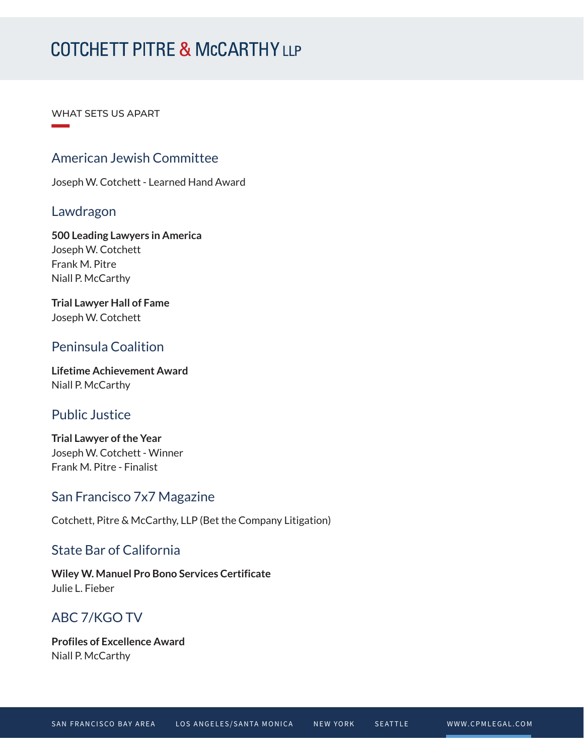WHAT SETS US APART

## American Jewish Committee

Joseph W. Cotchett - Learned Hand Award

## Lawdragon

**500 Leading Lawyers in America**
Joseph W. Cotchett
Frank M. Pitre
Niall P. McCarthy

**Trial Lawyer Hall of Fame**
Joseph W. Cotchett

## Peninsula Coalition

**Lifetime Achievement Award**
Niall P. McCarthy

## Public Justice

**Trial Lawyer of the Year**
Joseph W. Cotchett - Winner
Frank M. Pitre - Finalist

## San Francisco 7x7 Magazine

Cotchett, Pitre & McCarthy, LLP (Bet the Company Litigation)

## State Bar of California

**Wiley W. Manuel Pro Bono Services Certificate**
Julie L. Fieber

## ABC 7/KGO TV

**Profiles of Excellence Award**
Niall P. McCarthy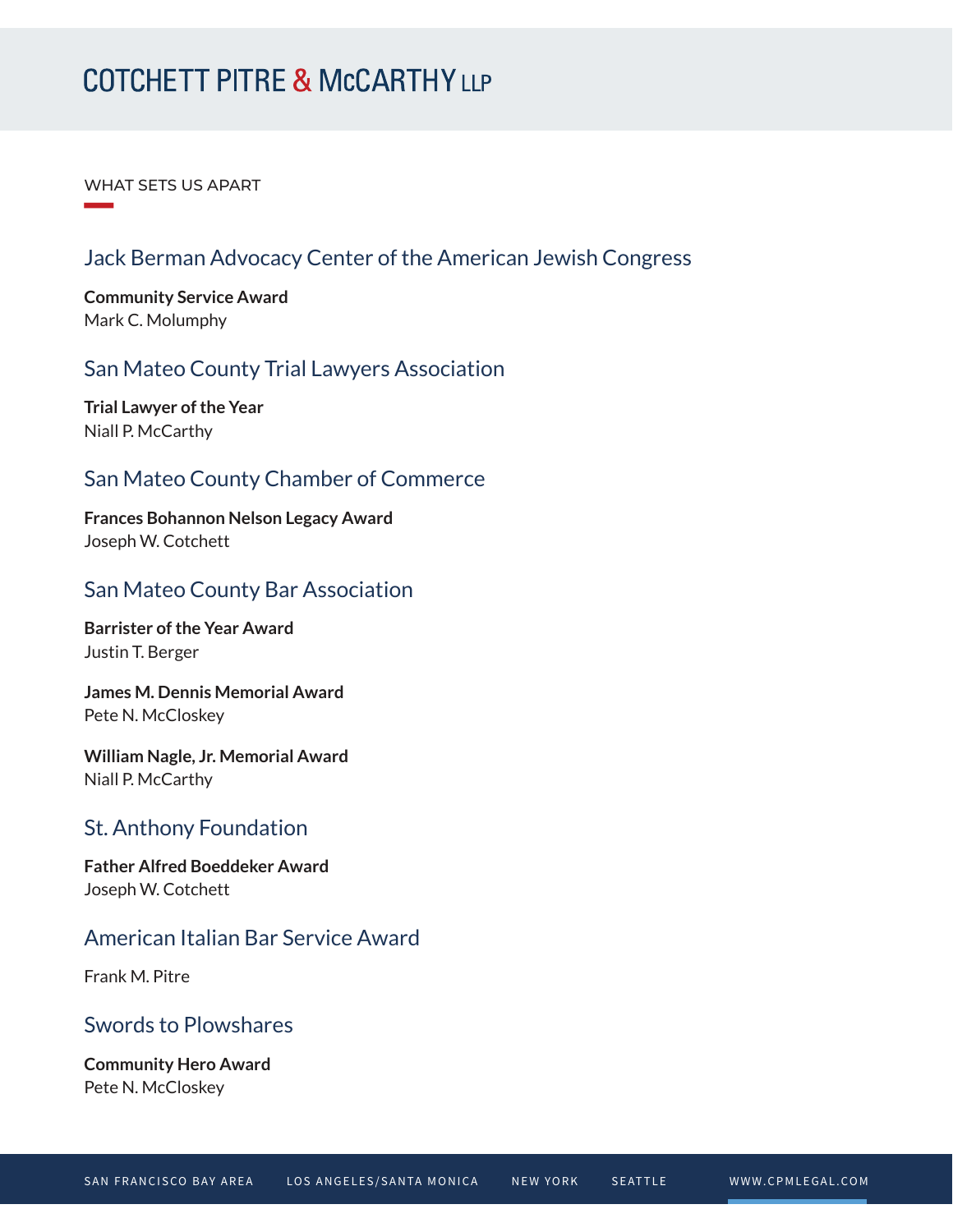WHAT SETS US APART

## Jack Berman Advocacy Center of the American Jewish Congress

**Community Service Award**
Mark C. Molumphy

## San Mateo County Trial Lawyers Association

**Trial Lawyer of the Year**
Niall P. McCarthy

## San Mateo County Chamber of Commerce

**Frances Bohannon Nelson Legacy Award**
Joseph W. Cotchett

## San Mateo County Bar Association

**Barrister of the Year Award**
Justin T. Berger

**James M. Dennis Memorial Award**
Pete N. McCloskey

**William Nagle, Jr. Memorial Award**
Niall P. McCarthy

## St. Anthony Foundation

**Father Alfred Boeddeker Award**
Joseph W. Cotchett

## American Italian Bar Service Award

Frank M. Pitre

## Swords to Plowshares

**Community Hero Award**
Pete N. McCloskey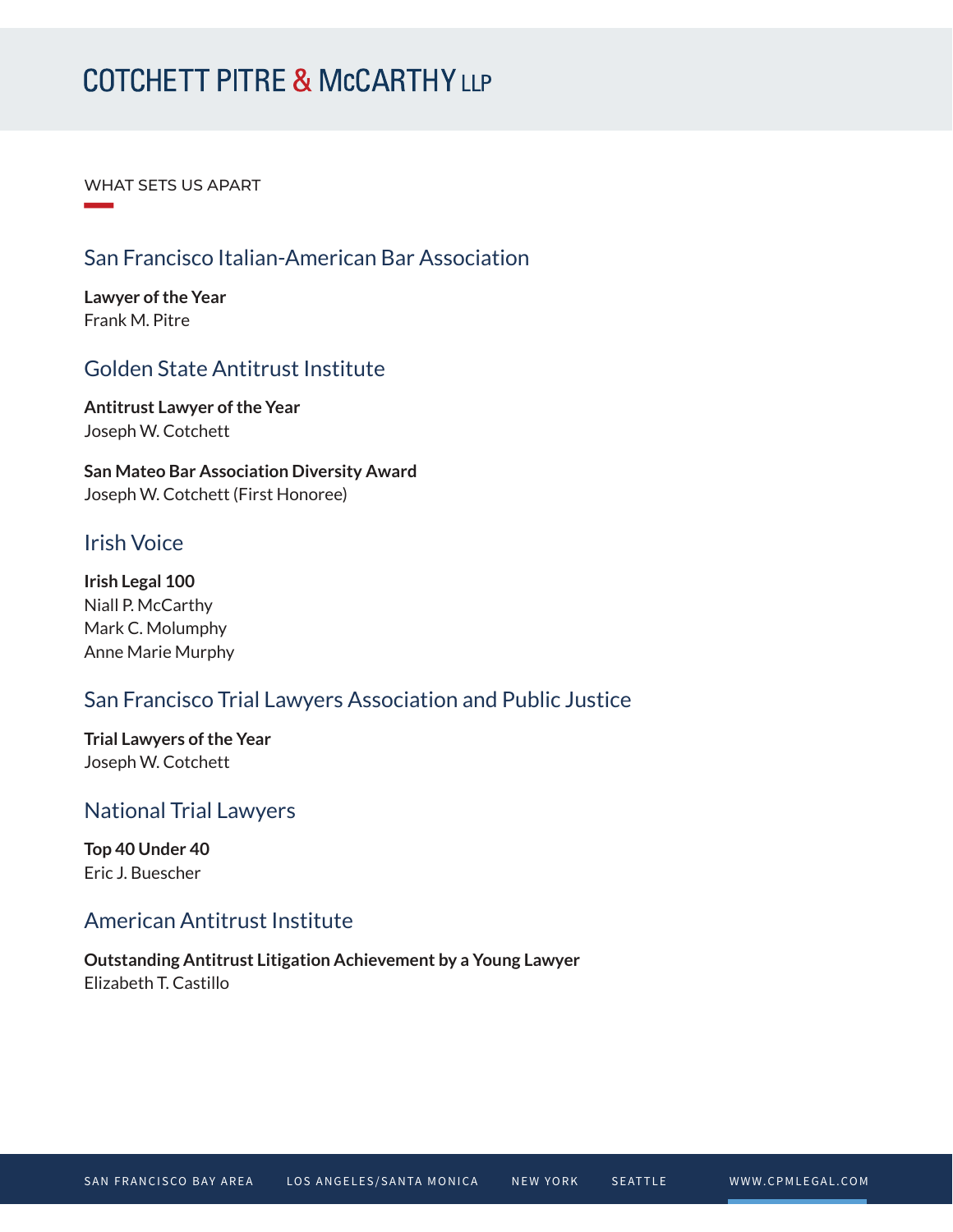WHAT SETS US APART

## San Francisco Italian-American Bar Association

**Lawyer of the Year**
Frank M. Pitre

## Golden State Antitrust Institute

**Antitrust Lawyer of the Year**
Joseph W. Cotchett

**San Mateo Bar Association Diversity Award**
Joseph W. Cotchett (First Honoree)

## Irish Voice

**Irish Legal 100**
Niall P. McCarthy
Mark C. Molumphy
Anne Marie Murphy

## San Francisco Trial Lawyers Association and Public Justice

**Trial Lawyers of the Year**
Joseph W. Cotchett

## National Trial Lawyers

**Top 40 Under 40**
Eric J. Buescher

## American Antitrust Institute

**Outstanding Antitrust Litigation Achievement by a Young Lawyer**
Elizabeth T. Castillo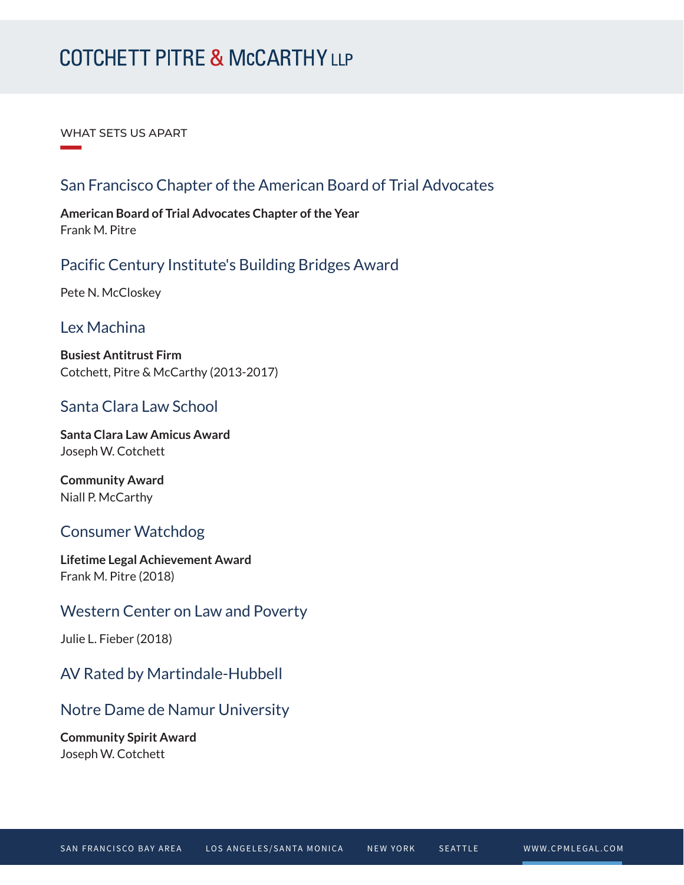WHAT SETS US APART

## San Francisco Chapter of the American Board of Trial Advocates

**American Board of Trial Advocates Chapter of the Year**
Frank M. Pitre

## Pacific Century Institute's Building Bridges Award

Pete N. McCloskey

## Lex Machina

**Busiest Antitrust Firm**
Cotchett, Pitre & McCarthy (2013-2017)

## Santa Clara Law School

**Santa Clara Law Amicus Award**
Joseph W. Cotchett

**Community Award**
Niall P. McCarthy

## Consumer Watchdog

**Lifetime Legal Achievement Award**
Frank M. Pitre (2018)

## Western Center on Law and Poverty

Julie L. Fieber (2018)

## AV Rated by Martindale-Hubbell

## Notre Dame de Namur University

**Community Spirit Award**
Joseph W. Cotchett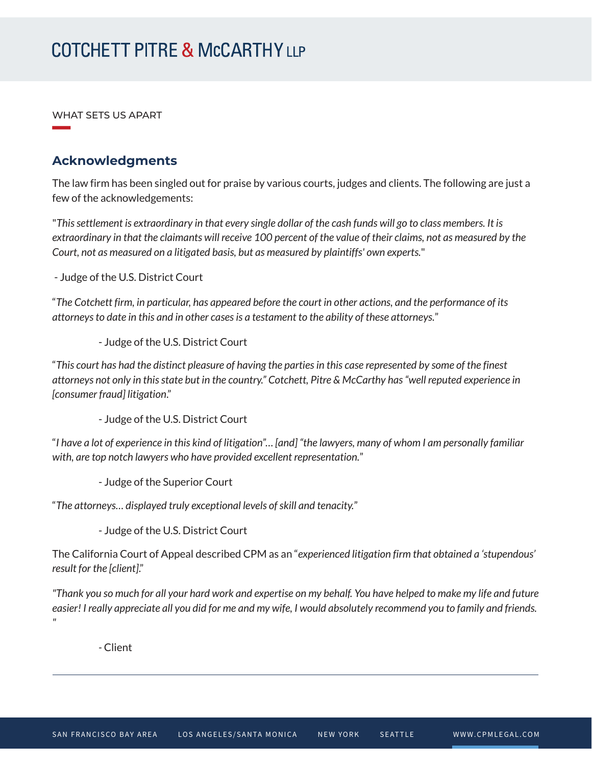WHAT SETS US APART

## Acknowledgments

The law firm has been singled out for praise by various courts, judges and clients. The following are just a few of the acknowledgements:

"*This settlement is extraordinary in that every single dollar of the cash funds will go to class members. It is extraordinary in that the claimants will receive 100 percent of the value of their claims, not as measured by the Court, not as measured on a litigated basis, but as measured by plaintiffs' own experts.*"

- Judge of the U.S. District Court

"*The Cotchett firm, in particular, has appeared before the court in other actions, and the performance of its attorneys to date in this and in other cases is a testament to the ability of these attorneys.*"

- Judge of the U.S. District Court

"*This court has had the distinct pleasure of having the parties in this case represented by some of the finest attorneys not only in this state but in the country.*" *Cotchett, Pitre & McCarthy has "well reputed experience in [consumer fraud] litigation*."

- Judge of the U.S. District Court

"*I have a lot of experience in this kind of litigation*"*… [and]* "*the lawyers, many of whom I am personally familiar with, are top notch lawyers who have provided excellent representation.*"

- Judge of the Superior Court

"*The attorneys… displayed truly exceptional levels of skill and tenacity.*"

- Judge of the U.S. District Court

The California Court of Appeal described CPM as an "*experienced litigation firm that obtained a 'stupendous' result for the [client].*"

*"Thank you so much for all your hard work and expertise on my behalf. You have helped to make my life and future easier! I really appreciate all you did for me and my wife, I would absolutely recommend you to family and friends. "*

- Client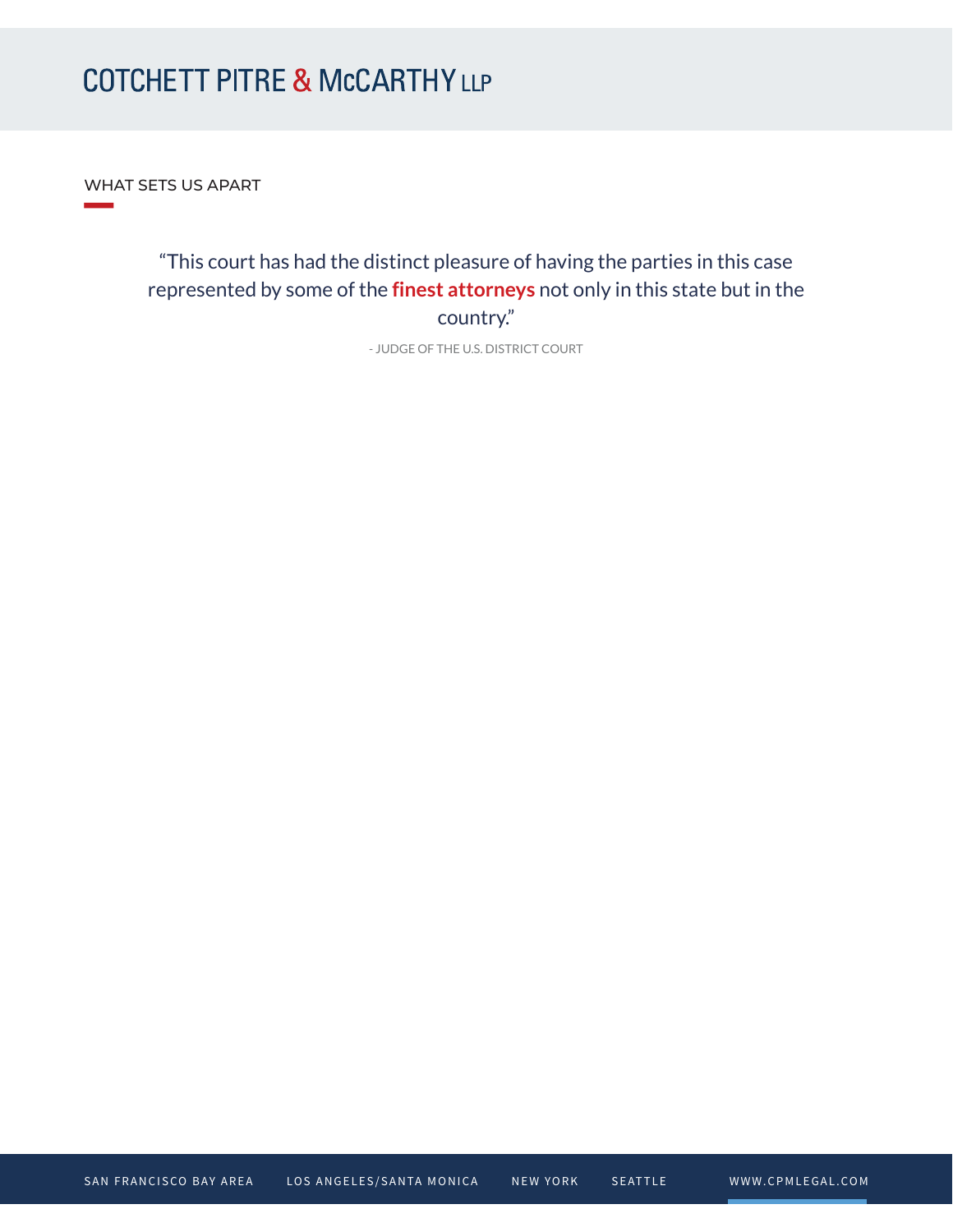# COTCHETT PITRE & McCARTHY LLP

## WHAT SETS US APART

> "This court has had the distinct pleasure of having the parties in this case represented by some of the **finest attorneys** not only in this state but in the country."
>
> - JUDGE OF THE U.S. DISTRICT COURT

SAN FRANCISCO BAY AREA    LOS ANGELES/SANTA MONICA    NEW YORK    SEATTLE    WWW.CPMLEGAL.COM